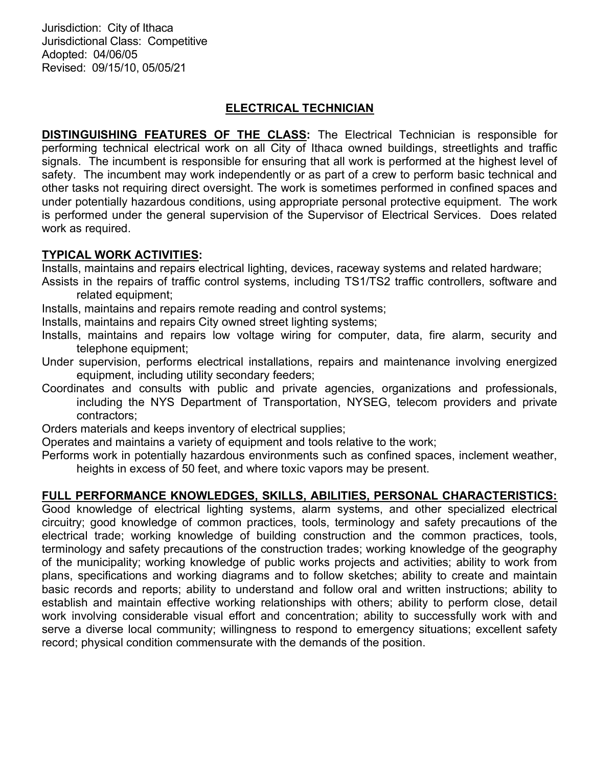Jurisdiction: City of Ithaca
Jurisdictional Class: Competitive
Adopted: 04/06/05
Revised: 09/15/10, 05/05/21

# ELECTRICAL TECHNICIAN

**DISTINGUISHING FEATURES OF THE CLASS:** The Electrical Technician is responsible for performing technical electrical work on all City of Ithaca owned buildings, streetlights and traffic signals. The incumbent is responsible for ensuring that all work is performed at the highest level of safety. The incumbent may work independently or as part of a crew to perform basic technical and other tasks not requiring direct oversight. The work is sometimes performed in confined spaces and under potentially hazardous conditions, using appropriate personal protective equipment. The work is performed under the general supervision of the Supervisor of Electrical Services. Does related work as required.

**TYPICAL WORK ACTIVITIES:**

Installs, maintains and repairs electrical lighting, devices, raceway systems and related hardware;

Assists in the repairs of traffic control systems, including TS1/TS2 traffic controllers, software and related equipment;

Installs, maintains and repairs remote reading and control systems;

Installs, maintains and repairs City owned street lighting systems;

Installs, maintains and repairs low voltage wiring for computer, data, fire alarm, security and telephone equipment;

Under supervision, performs electrical installations, repairs and maintenance involving energized equipment, including utility secondary feeders;

Coordinates and consults with public and private agencies, organizations and professionals, including the NYS Department of Transportation, NYSEG, telecom providers and private contractors;

Orders materials and keeps inventory of electrical supplies;

Operates and maintains a variety of equipment and tools relative to the work;

Performs work in potentially hazardous environments such as confined spaces, inclement weather, heights in excess of 50 feet, and where toxic vapors may be present.

**FULL PERFORMANCE KNOWLEDGES, SKILLS, ABILITIES, PERSONAL CHARACTERISTICS:**
Good knowledge of electrical lighting systems, alarm systems, and other specialized electrical circuitry; good knowledge of common practices, tools, terminology and safety precautions of the electrical trade; working knowledge of building construction and the common practices, tools, terminology and safety precautions of the construction trades; working knowledge of the geography of the municipality; working knowledge of public works projects and activities; ability to work from plans, specifications and working diagrams and to follow sketches; ability to create and maintain basic records and reports; ability to understand and follow oral and written instructions; ability to establish and maintain effective working relationships with others; ability to perform close, detail work involving considerable visual effort and concentration; ability to successfully work with and serve a diverse local community; willingness to respond to emergency situations; excellent safety record; physical condition commensurate with the demands of the position.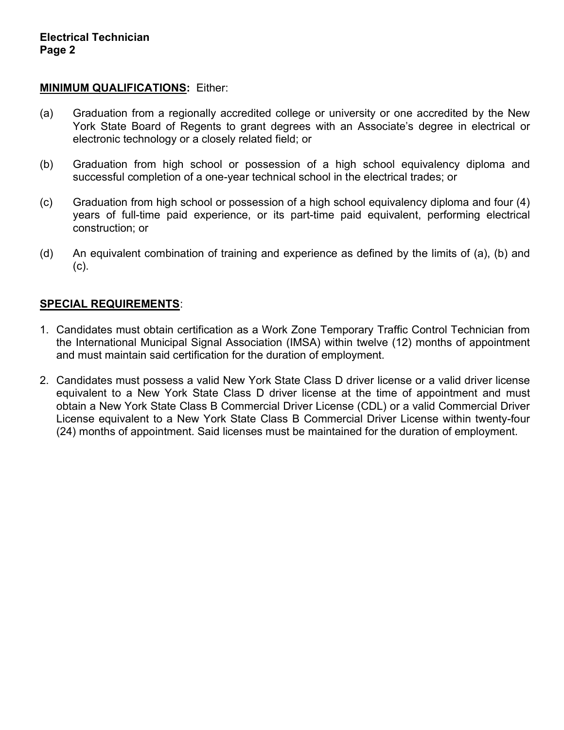**MINIMUM QUALIFICATIONS:** Either:

(a) Graduation from a regionally accredited college or university or one accredited by the New York State Board of Regents to grant degrees with an Associate's degree in electrical or electronic technology or a closely related field; or

(b) Graduation from high school or possession of a high school equivalency diploma and successful completion of a one-year technical school in the electrical trades; or

(c) Graduation from high school or possession of a high school equivalency diploma and four (4) years of full-time paid experience, or its part-time paid equivalent, performing electrical construction; or

(d) An equivalent combination of training and experience as defined by the limits of (a), (b) and (c).

**SPECIAL REQUIREMENTS**:

1. Candidates must obtain certification as a Work Zone Temporary Traffic Control Technician from the International Municipal Signal Association (IMSA) within twelve (12) months of appointment and must maintain said certification for the duration of employment.
2. Candidates must possess a valid New York State Class D driver license or a valid driver license equivalent to a New York State Class D driver license at the time of appointment and must obtain a New York State Class B Commercial Driver License (CDL) or a valid Commercial Driver License equivalent to a New York State Class B Commercial Driver License within twenty-four (24) months of appointment. Said licenses must be maintained for the duration of employment.